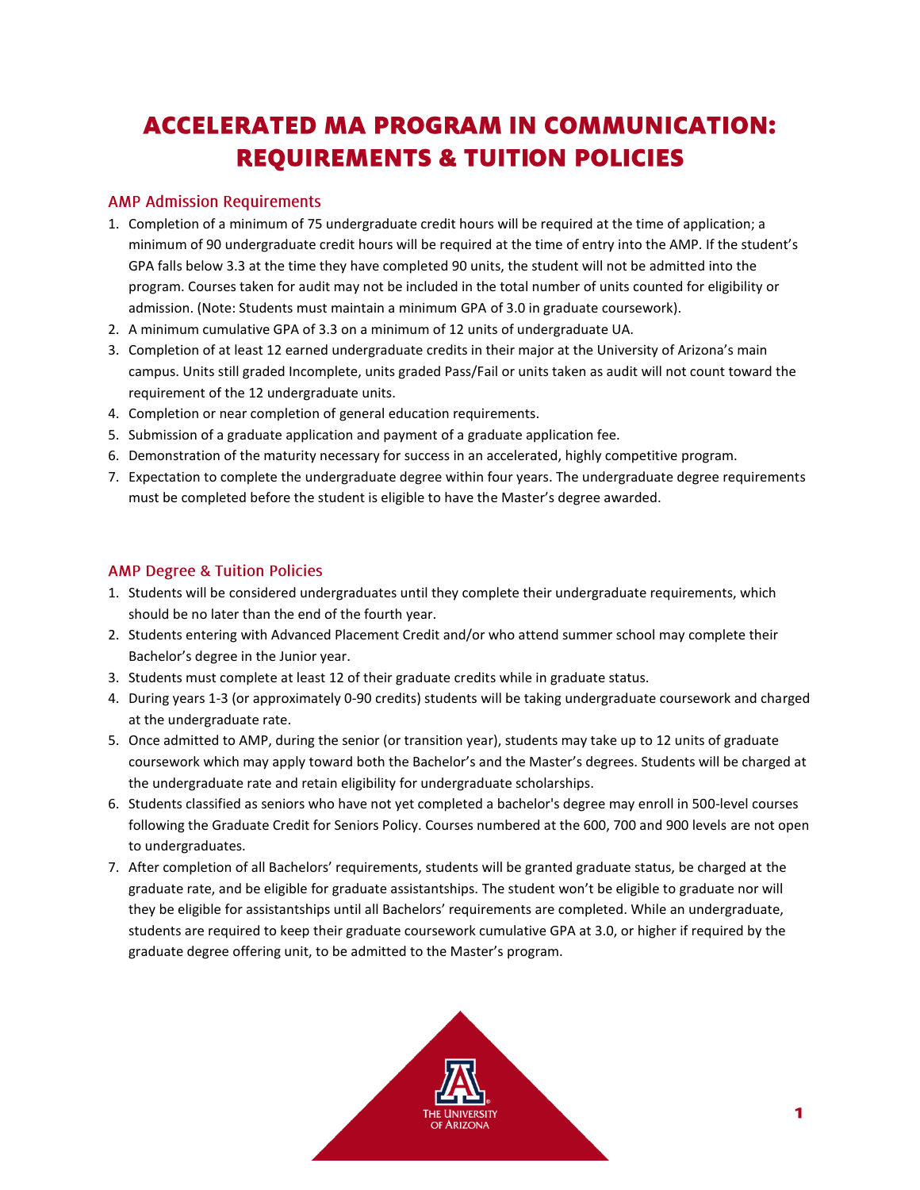# ACCELERATED MA PROGRAM IN COMMUNICATION: REQUIREMENTS & TUITION POLICIES

## AMP Admission Requirements

1. Completion of a minimum of 75 undergraduate credit hours will be required at the time of application; a minimum of 90 undergraduate credit hours will be required at the time of entry into the AMP. If the student's GPA falls below 3.3 at the time they have completed 90 units, the student will not be admitted into the program. Courses taken for audit may not be included in the total number of units counted for eligibility or admission. (Note: Students must maintain a minimum GPA of 3.0 in graduate coursework).
2. A minimum cumulative GPA of 3.3 on a minimum of 12 units of undergraduate UA.
3. Completion of at least 12 earned undergraduate credits in their major at the University of Arizona's main campus. Units still graded Incomplete, units graded Pass/Fail or units taken as audit will not count toward the requirement of the 12 undergraduate units.
4. Completion or near completion of general education requirements.
5. Submission of a graduate application and payment of a graduate application fee.
6. Demonstration of the maturity necessary for success in an accelerated, highly competitive program.
7. Expectation to complete the undergraduate degree within four years. The undergraduate degree requirements must be completed before the student is eligible to have the Master's degree awarded.

## AMP Degree & Tuition Policies

1. Students will be considered undergraduates until they complete their undergraduate requirements, which should be no later than the end of the fourth year.
2. Students entering with Advanced Placement Credit and/or who attend summer school may complete their Bachelor's degree in the Junior year.
3. Students must complete at least 12 of their graduate credits while in graduate status.
4. During years 1-3 (or approximately 0-90 credits) students will be taking undergraduate coursework and charged at the undergraduate rate.
5. Once admitted to AMP, during the senior (or transition year), students may take up to 12 units of graduate coursework which may apply toward both the Bachelor's and the Master's degrees. Students will be charged at the undergraduate rate and retain eligibility for undergraduate scholarships.
6. Students classified as seniors who have not yet completed a bachelor's degree may enroll in 500-level courses following the Graduate Credit for Seniors Policy. Courses numbered at the 600, 700 and 900 levels are not open to undergraduates.
7. After completion of all Bachelors' requirements, students will be granted graduate status, be charged at the graduate rate, and be eligible for graduate assistantships. The student won't be eligible to graduate nor will they be eligible for assistantships until all Bachelors' requirements are completed. While an undergraduate, students are required to keep their graduate coursework cumulative GPA at 3.0, or higher if required by the graduate degree offering unit, to be admitted to the Master's program.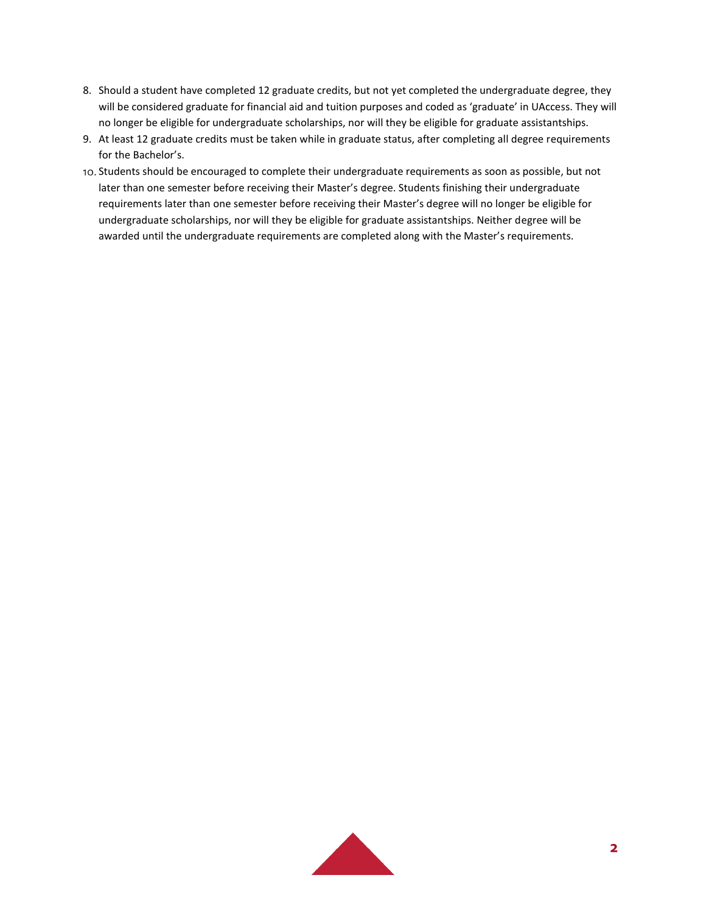8. Should a student have completed 12 graduate credits, but not yet completed the undergraduate degree, they will be considered graduate for financial aid and tuition purposes and coded as 'graduate' in UAccess. They will no longer be eligible for undergraduate scholarships, nor will they be eligible for graduate assistantships.
9. At least 12 graduate credits must be taken while in graduate status, after completing all degree requirements for the Bachelor's.
10. Students should be encouraged to complete their undergraduate requirements as soon as possible, but not later than one semester before receiving their Master's degree. Students finishing their undergraduate requirements later than one semester before receiving their Master's degree will no longer be eligible for undergraduate scholarships, nor will they be eligible for graduate assistantships. Neither degree will be awarded until the undergraduate requirements are completed along with the Master's requirements.